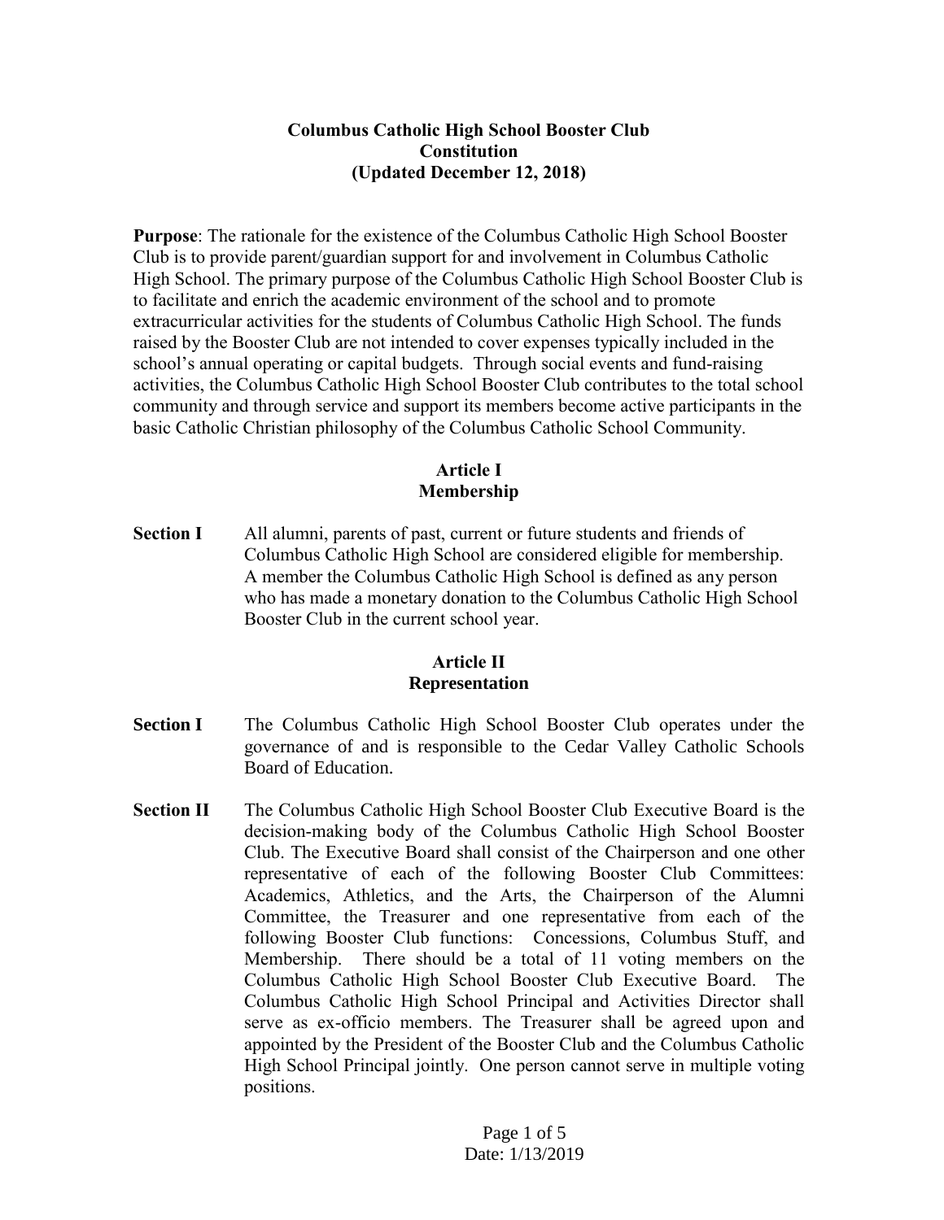# Columbus Catholic High School Booster Club
## Constitution
### (Updated December 12, 2018)

**Purpose**: The rationale for the existence of the Columbus Catholic High School Booster Club is to provide parent/guardian support for and involvement in Columbus Catholic High School. The primary purpose of the Columbus Catholic High School Booster Club is to facilitate and enrich the academic environment of the school and to promote extracurricular activities for the students of Columbus Catholic High School. The funds raised by the Booster Club are not intended to cover expenses typically included in the school's annual operating or capital budgets. Through social events and fund-raising activities, the Columbus Catholic High School Booster Club contributes to the total school community and through service and support its members become active participants in the basic Catholic Christian philosophy of the Columbus Catholic School Community.

## Article I
## Membership

**Section I** All alumni, parents of past, current or future students and friends of Columbus Catholic High School are considered eligible for membership. A member the Columbus Catholic High School is defined as any person who has made a monetary donation to the Columbus Catholic High School Booster Club in the current school year.

## Article II
## Representation

**Section I** The Columbus Catholic High School Booster Club operates under the governance of and is responsible to the Cedar Valley Catholic Schools Board of Education.

**Section II** The Columbus Catholic High School Booster Club Executive Board is the decision-making body of the Columbus Catholic High School Booster Club. The Executive Board shall consist of the Chairperson and one other representative of each of the following Booster Club Committees: Academics, Athletics, and the Arts, the Chairperson of the Alumni Committee, the Treasurer and one representative from each of the following Booster Club functions: Concessions, Columbus Stuff, and Membership. There should be a total of 11 voting members on the Columbus Catholic High School Booster Club Executive Board. The Columbus Catholic High School Principal and Activities Director shall serve as ex-officio members. The Treasurer shall be agreed upon and appointed by the President of the Booster Club and the Columbus Catholic High School Principal jointly. One person cannot serve in multiple voting positions.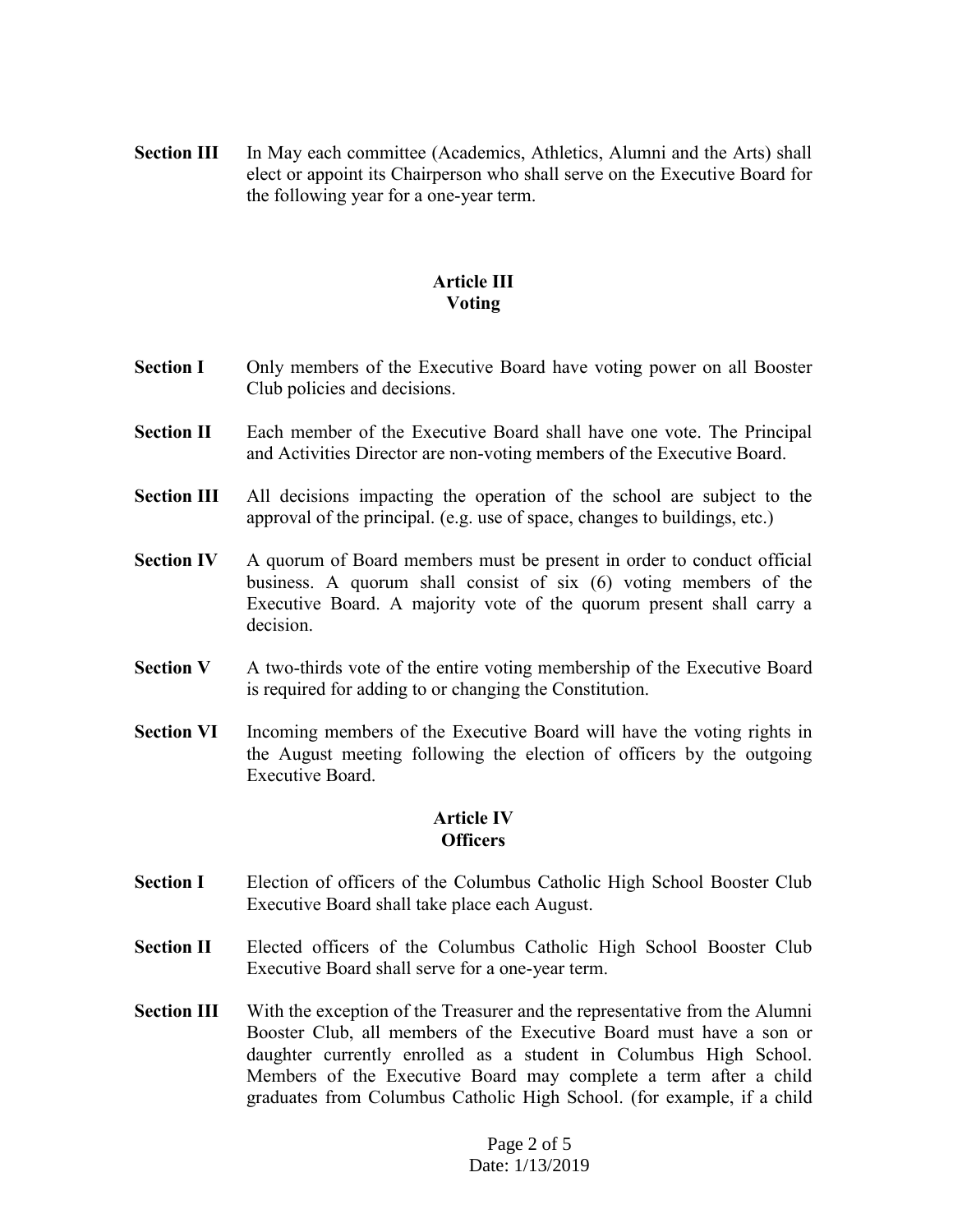**Section III** In May each committee (Academics, Athletics, Alumni and the Arts) shall elect or appoint its Chairperson who shall serve on the Executive Board for the following year for a one-year term.

## Article III
## Voting

**Section I** Only members of the Executive Board have voting power on all Booster Club policies and decisions.

**Section II** Each member of the Executive Board shall have one vote. The Principal and Activities Director are non-voting members of the Executive Board.

**Section III** All decisions impacting the operation of the school are subject to the approval of the principal. (e.g. use of space, changes to buildings, etc.)

**Section IV** A quorum of Board members must be present in order to conduct official business. A quorum shall consist of six (6) voting members of the Executive Board. A majority vote of the quorum present shall carry a decision.

**Section V** A two-thirds vote of the entire voting membership of the Executive Board is required for adding to or changing the Constitution.

**Section VI** Incoming members of the Executive Board will have the voting rights in the August meeting following the election of officers by the outgoing Executive Board.

## Article IV
## Officers

**Section I** Election of officers of the Columbus Catholic High School Booster Club Executive Board shall take place each August.

**Section II** Elected officers of the Columbus Catholic High School Booster Club Executive Board shall serve for a one-year term.

**Section III** With the exception of the Treasurer and the representative from the Alumni Booster Club, all members of the Executive Board must have a son or daughter currently enrolled as a student in Columbus High School. Members of the Executive Board may complete a term after a child graduates from Columbus Catholic High School. (for example, if a child

Date: 1/13/2019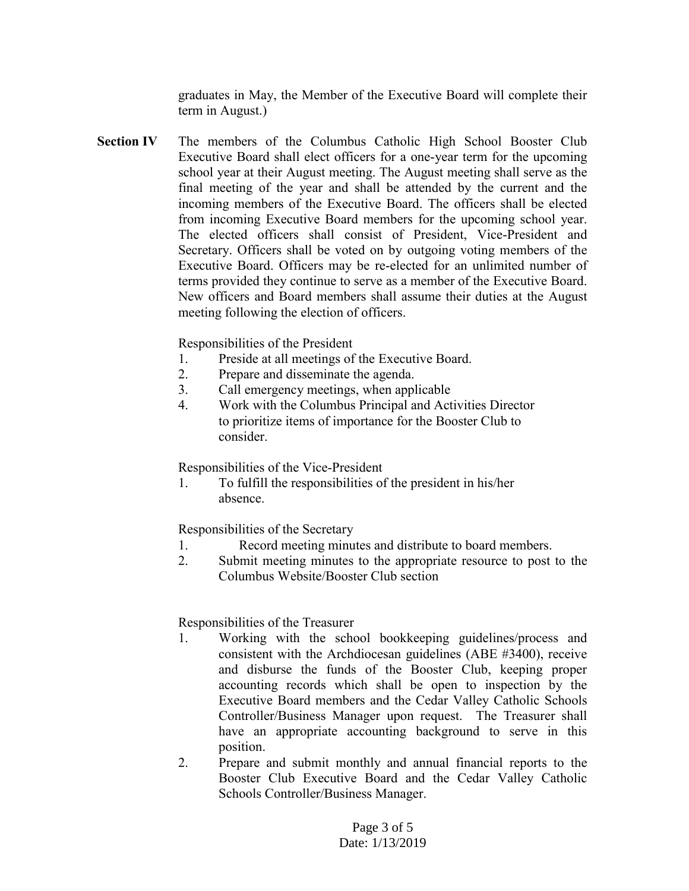graduates in May, the Member of the Executive Board will complete their term in August.)

**Section IV** The members of the Columbus Catholic High School Booster Club Executive Board shall elect officers for a one-year term for the upcoming school year at their August meeting. The August meeting shall serve as the final meeting of the year and shall be attended by the current and the incoming members of the Executive Board. The officers shall be elected from incoming Executive Board members for the upcoming school year. The elected officers shall consist of President, Vice-President and Secretary. Officers shall be voted on by outgoing voting members of the Executive Board. Officers may be re-elected for an unlimited number of terms provided they continue to serve as a member of the Executive Board. New officers and Board members shall assume their duties at the August meeting following the election of officers.

Responsibilities of the President

1. Preside at all meetings of the Executive Board.
2. Prepare and disseminate the agenda.
3. Call emergency meetings, when applicable
4. Work with the Columbus Principal and Activities Director to prioritize items of importance for the Booster Club to consider.

Responsibilities of the Vice-President

1. To fulfill the responsibilities of the president in his/her absence.

Responsibilities of the Secretary

1. Record meeting minutes and distribute to board members.
2. Submit meeting minutes to the appropriate resource to post to the Columbus Website/Booster Club section

Responsibilities of the Treasurer

1. Working with the school bookkeeping guidelines/process and consistent with the Archdiocesan guidelines (ABE #3400), receive and disburse the funds of the Booster Club, keeping proper accounting records which shall be open to inspection by the Executive Board members and the Cedar Valley Catholic Schools Controller/Business Manager upon request. The Treasurer shall have an appropriate accounting background to serve in this position.
2. Prepare and submit monthly and annual financial reports to the Booster Club Executive Board and the Cedar Valley Catholic Schools Controller/Business Manager.

Date: 1/13/2019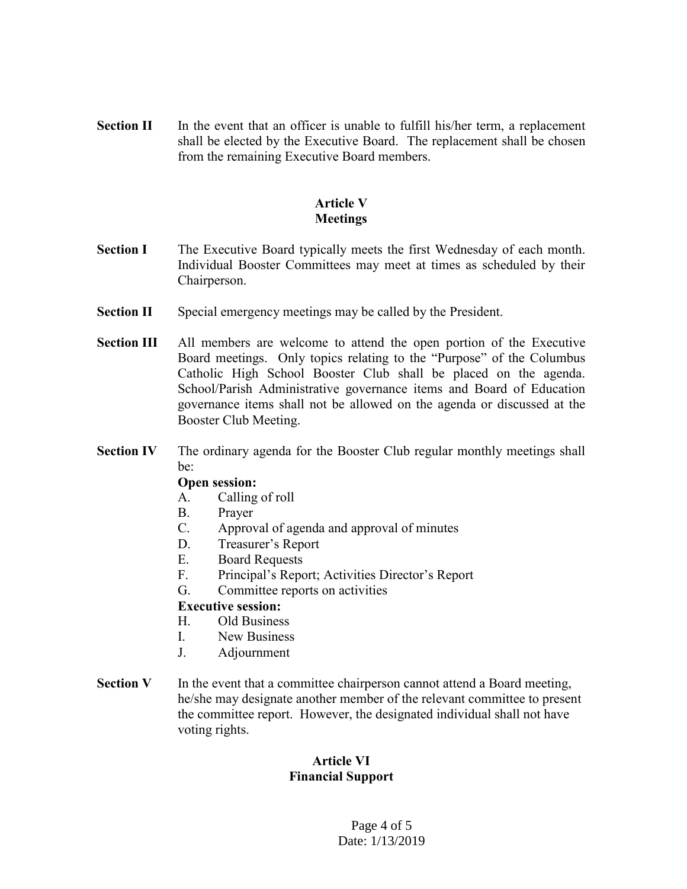**Section II** In the event that an officer is unable to fulfill his/her term, a replacement shall be elected by the Executive Board. The replacement shall be chosen from the remaining Executive Board members.

## Article V
## Meetings

**Section I** The Executive Board typically meets the first Wednesday of each month. Individual Booster Committees may meet at times as scheduled by their Chairperson.

**Section II** Special emergency meetings may be called by the President.

**Section III** All members are welcome to attend the open portion of the Executive Board meetings. Only topics relating to the "Purpose" of the Columbus Catholic High School Booster Club shall be placed on the agenda. School/Parish Administrative governance items and Board of Education governance items shall not be allowed on the agenda or discussed at the Booster Club Meeting.

**Section IV** The ordinary agenda for the Booster Club regular monthly meetings shall be:

**Open session:**

A. Calling of roll
B. Prayer
C. Approval of agenda and approval of minutes
D. Treasurer's Report
E. Board Requests
F. Principal's Report; Activities Director's Report
G. Committee reports on activities

**Executive session:**

H. Old Business
I. New Business
J. Adjournment

**Section V** In the event that a committee chairperson cannot attend a Board meeting, he/she may designate another member of the relevant committee to present the committee report. However, the designated individual shall not have voting rights.

## Article VI
## Financial Support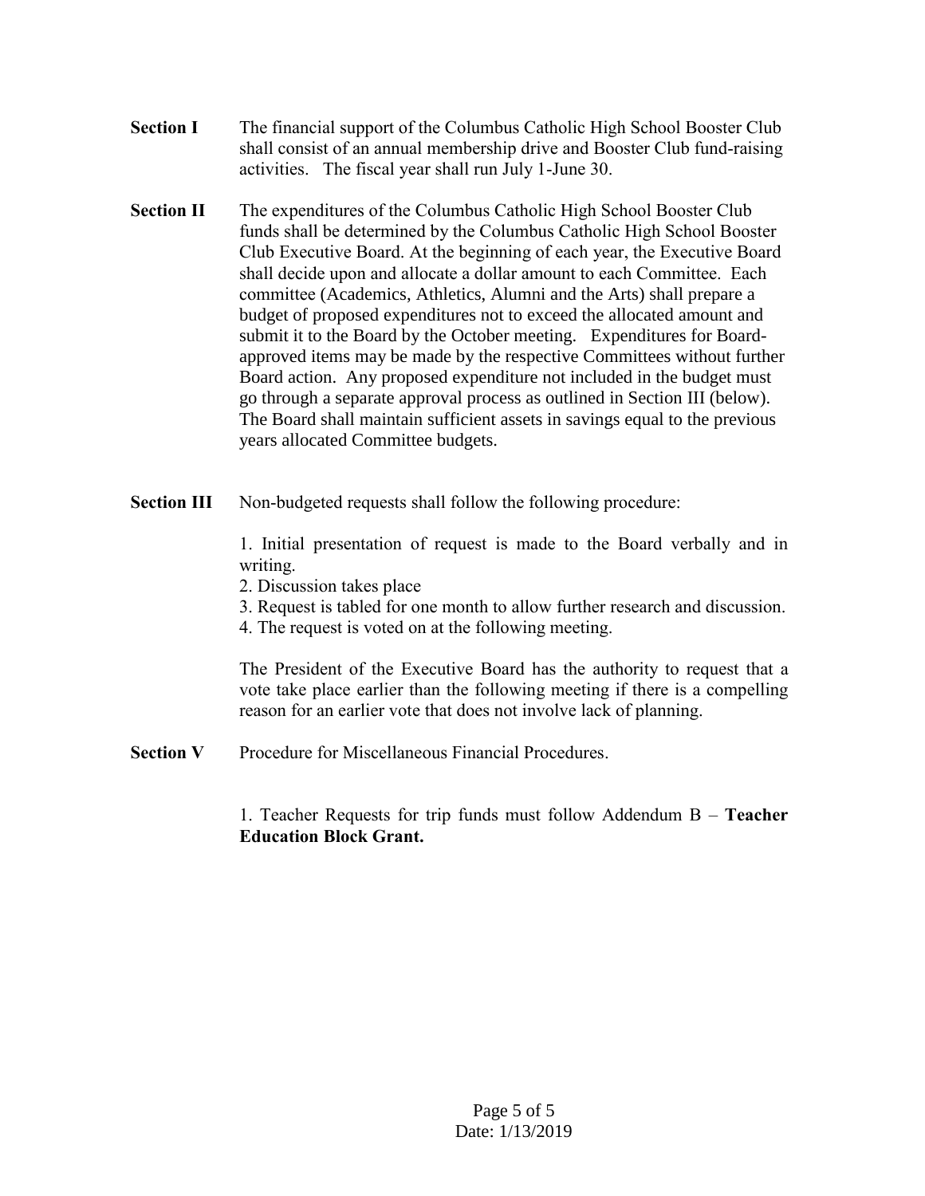**Section I** The financial support of the Columbus Catholic High School Booster Club shall consist of an annual membership drive and Booster Club fund-raising activities. The fiscal year shall run July 1-June 30.

**Section II** The expenditures of the Columbus Catholic High School Booster Club funds shall be determined by the Columbus Catholic High School Booster Club Executive Board. At the beginning of each year, the Executive Board shall decide upon and allocate a dollar amount to each Committee. Each committee (Academics, Athletics, Alumni and the Arts) shall prepare a budget of proposed expenditures not to exceed the allocated amount and submit it to the Board by the October meeting. Expenditures for Board-approved items may be made by the respective Committees without further Board action. Any proposed expenditure not included in the budget must go through a separate approval process as outlined in Section III (below). The Board shall maintain sufficient assets in savings equal to the previous years allocated Committee budgets.

**Section III** Non-budgeted requests shall follow the following procedure:

1. Initial presentation of request is made to the Board verbally and in writing.
2. Discussion takes place
3. Request is tabled for one month to allow further research and discussion.
4. The request is voted on at the following meeting.

The President of the Executive Board has the authority to request that a vote take place earlier than the following meeting if there is a compelling reason for an earlier vote that does not involve lack of planning.

**Section V** Procedure for Miscellaneous Financial Procedures.

1. Teacher Requests for trip funds must follow Addendum B – **Teacher Education Block Grant.**

Date: 1/13/2019